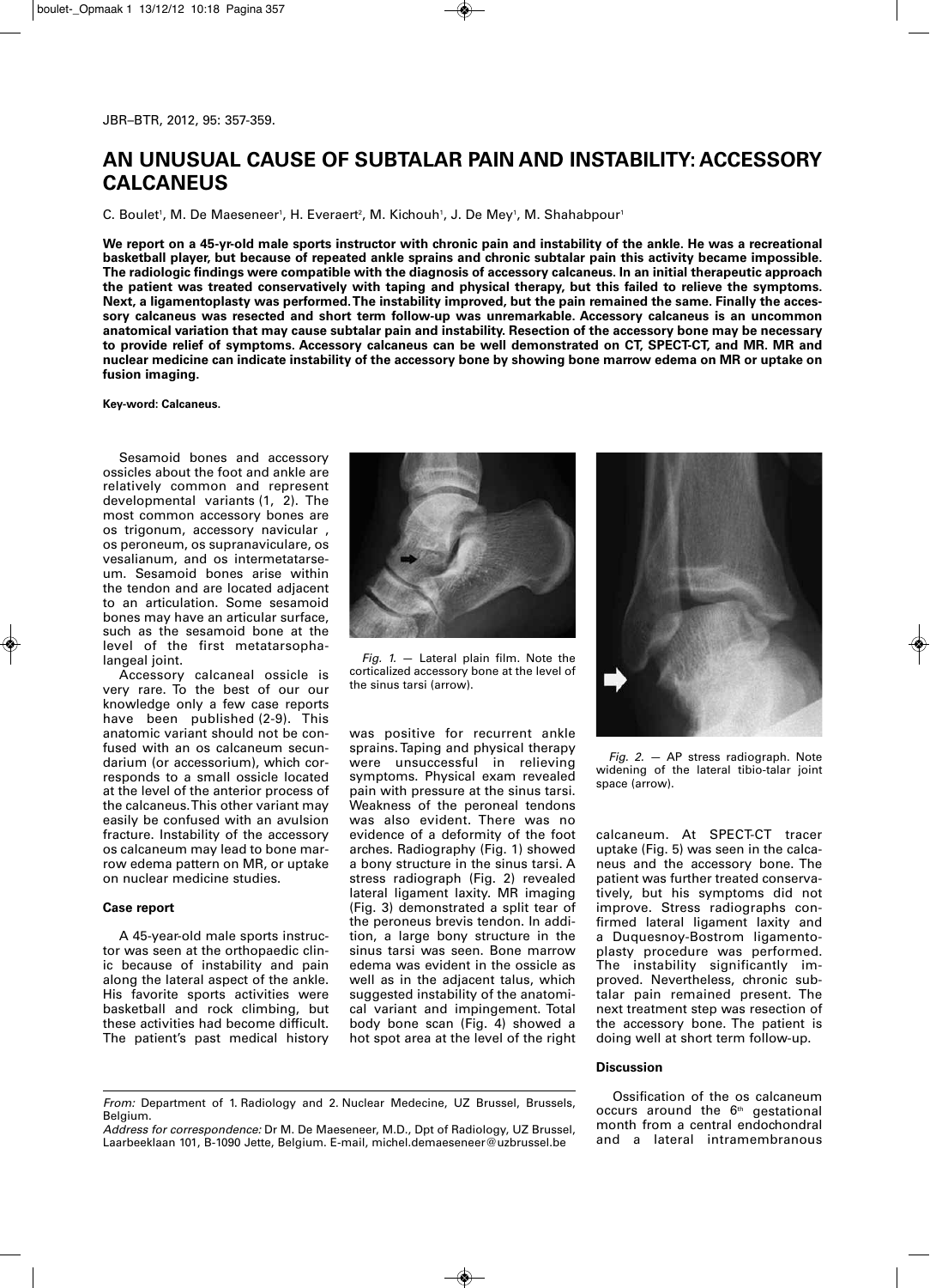# AN UNUSUAL CAUSE OF SUBTALAR PAIN AND INSTABILITY: ACCESSORY CALCANEUS

C. Boulet[1], M. De Maeseneer[1], H. Everaert[2], M. Kichouh[1], J. De Mey[1], M. Shahabpour[1]

**We report on a 45-yr-old male sports instructor with chronic pain and instability of the ankle. He was a recreational basketball player, but because of repeated ankle sprains and chronic subtalar pain this activity became impossible. The radiologic findings were compatible with the diagnosis of accessory calcaneus. In an initial therapeutic approach the patient was treated conservatively with taping and physical therapy, but this failed to relieve the symptoms. Next, a ligamentoplasty was performed. The instability improved, but the pain remained the same. Finally the accessory calcaneus was resected and short term follow-up was unremarkable. Accessory calcaneus is an uncommon anatomical variation that may cause subtalar pain and instability. Resection of the accessory bone may be necessary to provide relief of symptoms. Accessory calcaneus can be well demonstrated on CT, SPECT-CT, and MR. MR and nuclear medicine can indicate instability of the accessory bone by showing bone marrow edema on MR or uptake on fusion imaging.**

**Key-word: Calcaneus.**

Sesamoid bones and accessory ossicles about the foot and ankle are relatively common and represent developmental variants (1, 2). The most common accessory bones are os trigonum, accessory navicular , os peroneum, os supranaviculare, os vesalianum, and os intermetatarseum. Sesamoid bones arise within the tendon and are located adjacent to an articulation. Some sesamoid bones may have an articular surface, such as the sesamoid bone at the level of the first metatarsophalangeal joint.

Accessory calcaneal ossicle is very rare. To the best of our our knowledge only a few case reports have been published (2-9). This anatomic variant should not be confused with an os calcaneum secundarium (or accessorium), which corresponds to a small ossicle located at the level of the anterior process of the calcaneus. This other variant may easily be confused with an avulsion fracture. Instability of the accessory os calcaneum may lead to bone marrow edema pattern on MR, or uptake on nuclear medicine studies.

## Case report

A 45-year-old male sports instructor was seen at the orthopaedic clinic because of instability and pain along the lateral aspect of the ankle. His favorite sports activities were basketball and rock climbing, but these activities had become difficult. The patient's past medical history was positive for recurrent ankle sprains. Taping and physical therapy were unsuccessful in relieving symptoms. Physical exam revealed pain with pressure at the sinus tarsi. Weakness of the peroneal tendons was also evident. There was no evidence of a deformity of the foot arches. Radiography (Fig. 1) showed a bony structure in the sinus tarsi. A stress radiograph (Fig. 2) revealed lateral ligament laxity. MR imaging (Fig. 3) demonstrated a split tear of the peroneus brevis tendon. In addition, a large bony structure in the sinus tarsi was seen. Bone marrow edema was evident in the ossicle as well as in the adjacent talus, which suggested instability of the anatomical variant and impingement. Total body bone scan (Fig. 4) showed a hot spot area at the level of the right calcaneum. At SPECT-CT tracer uptake (Fig. 5) was seen in the calcaneus and the accessory bone. The patient was further treated conservatively, but his symptoms did not improve. Stress radiographs confirmed lateral ligament laxity and a Duquesnoy-Bostrom ligamentoplasty procedure was performed. The instability significantly improved. Nevertheless, chronic subtalar pain remained present. The next treatment step was resection of the accessory bone. The patient is doing well at short term follow-up.

*Fig. 1.* — Lateral plain film. Note the corticalized accessory bone at the level of the sinus tarsi (arrow).

*Fig. 2.* — AP stress radiograph. Note widening of the lateral tibio-talar joint space (arrow).

## Discussion

Ossification of the os calcaneum occurs around the 6th gestational month from a central endochondral and a lateral intramembranous

*From:* Department of 1. Radiology and 2. Nuclear Medecine, UZ Brussel, Brussels, Belgium.
*Address for correspondence:* Dr M. De Maeseneer, M.D., Dpt of Radiology, UZ Brussel, Laarbeeklaan 101, B-1090 Jette, Belgium. E-mail, michel.demaeseneer@uzbrussel.be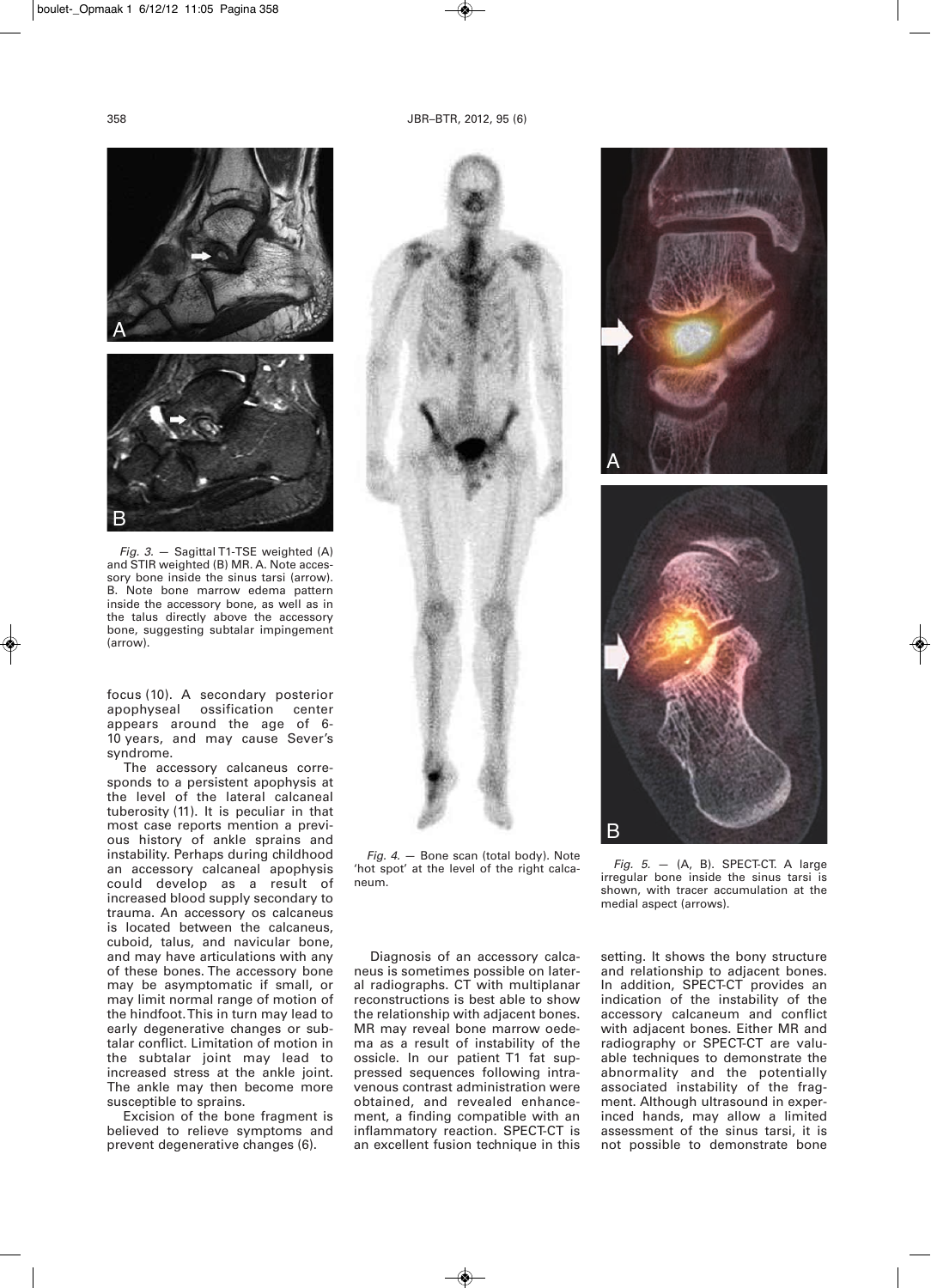*Fig. 3.* — Sagittal T1-TSE weighted (A) and STIR weighted (B) MR. A. Note accessory bone inside the sinus tarsi (arrow). B. Note bone marrow edema pattern inside the accessory bone, as well as in the talus directly above the accessory bone, suggesting subtalar impingement (arrow).

focus (10). A secondary posterior apophyseal ossification center appears around the age of 6-10 years, and may cause Sever's syndrome.

The accessory calcaneus corresponds to a persistent apophysis at the level of the lateral calcaneal tuberosity (11). It is peculiar in that most case reports mention a previous history of ankle sprains and instability. Perhaps during childhood an accessory calcaneal apophysis could develop as a result of increased blood supply secondary to trauma. An accessory os calcaneus is located between the calcaneus, cuboid, talus, and navicular bone, and may have articulations with any of these bones. The accessory bone may be asymptomatic if small, or may limit normal range of motion of the hindfoot. This in turn may lead to early degenerative changes or subtalar conflict. Limitation of motion in the subtalar joint may lead to increased stress at the ankle joint. The ankle may then become more susceptible to sprains.

Excision of the bone fragment is believed to relieve symptoms and prevent degenerative changes (6).

*Fig. 4.* — Bone scan (total body). Note 'hot spot' at the level of the right calcaneum.

Diagnosis of an accessory calcaneus is sometimes possible on lateral radiographs. CT with multiplanar reconstructions is best able to show the relationship with adjacent bones. MR may reveal bone marrow oedema as a result of instability of the ossicle. In our patient T1 fat suppressed sequences following intravenous contrast administration were obtained, and revealed enhancement, a finding compatible with an inflammatory reaction. SPECT-CT is an excellent fusion technique in this setting. It shows the bony structure and relationship to adjacent bones. In addition, SPECT-CT provides an indication of the instability of the accessory calcaneum and conflict with adjacent bones. Either MR and radiography or SPECT-CT are valuable techniques to demonstrate the abnormality and the potentially associated instability of the fragment. Although ultrasound in experienced hands, may allow a limited assessment of the sinus tarsi, it is not possible to demonstrate bone

*Fig. 5.* — (A, B). SPECT-CT. A large irregular bone inside the sinus tarsi is shown, with tracer accumulation at the medial aspect (arrows).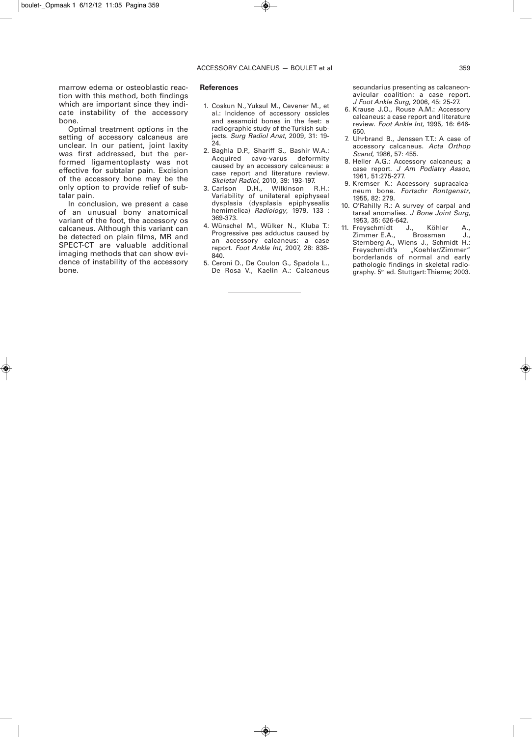marrow edema or osteoblastic reaction with this method, both findings which are important since they indicate instability of the accessory bone.

Optimal treatment options in the setting of accessory calcaneus are unclear. In our patient, joint laxity was first addressed, but the performed ligamentoplasty was not effective for subtalar pain. Excision of the accessory bone may be the only option to provide relief of subtalar pain.

In conclusion, we present a case of an unusual bony anatomical variant of the foot, the accessory os calcaneus. Although this variant can be detected on plain films, MR and SPECT-CT are valuable additional imaging methods that can show evidence of instability of the accessory bone.

## References

1. Coskun N., Yuksul M., Cevener M., et al.: Incidence of accessory ossicles and sesamoid bones in the feet: a radiographic study of the Turkish subjects. *Surg Radiol Anat*, 2009, 31: 19-24.
2. Baghla D.P., Shariff S., Bashir W.A.: Acquired cavo-varus deformity caused by an accessory calcaneus: a case report and literature review. *Skeletal Radiol*, 2010, 39: 193-197.
3. Carlson D.H., Wilkinson R.H.: Variability of unilateral epiphyseal dysplasia (dysplasia epiphysealis hemimelica) *Radiology*, 1979, 133 : 369-373.
4. Wünschel M., Wülker N., Kluba T.: Progressive pes adductus caused by an accessory calcaneus: a case report. *Foot Ankle Int*, 2007, 28: 838-840.
5. Ceroni D., De Coulon G., Spadola L., De Rosa V., Kaelin A.: Calcaneus secundarius presenting as calcaneonavicular coalition: a case report. *J Foot Ankle Surg*, 2006, 45: 25-27.
6. Krause J.O., Rouse A.M.: Accessory calcaneus: a case report and literature review. *Foot Ankle Int*, 1995, 16: 646-650.
7. Uhrbrand B., Jenssen T.T.: A case of accessory calcaneus. *Acta Orthop Scand*, 1986, 57: 455.
8. Heller A.G.: Accessory calcaneus; a case report. *J Am Podiatry Assoc*, 1961, 51:275-277.
9. Kremser K.: Accessory supracalcaneum bone. *Fortschr Rontgenstr*, 1955, 82: 279.
10. O'Rahilly R.: A survey of carpal and tarsal anomalies. *J Bone Joint Surg*, 1953, 35: 626-642.
11. Freyschmidt J., Köhler A., Zimmer E.A., Brossman J., Sternberg A., Wiens J., Schmidt H.: Freyschmidt's „Koehler/Zimmer" borderlands of normal and early pathologic findings in skeletal radiography. 5th ed. Stuttgart: Thieme; 2003.